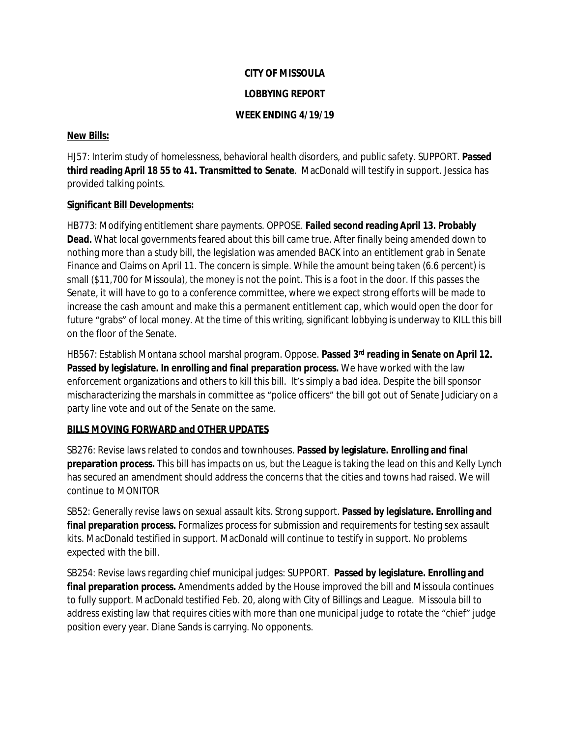**CITY OF MISSOULA**

**LOBBYING REPORT**

**WEEK ENDING 4/19/19**

**New Bills:**

HJ57: Interim study of homelessness, behavioral health disorders, and public safety. SUPPORT. **Passed third reading April 18 55 to 41. Transmitted to Senate**. MacDonald will testify in support. Jessica has provided talking points.

**Significant Bill Developments:**

HB773: Modifying entitlement share payments. OPPOSE. **Failed second reading April 13. Probably Dead.** What local governments feared about this bill came true. After finally being amended down to nothing more than a study bill, the legislation was amended BACK into an entitlement grab in Senate Finance and Claims on April 11. The concern is simple. While the amount being taken (6.6 percent) is small ($11,700 for Missoula), the money is not the point. This is a foot in the door. If this passes the Senate, it will have to go to a conference committee, where we expect strong efforts will be made to increase the cash amount and make this a permanent entitlement cap, which would open the door for future "grabs" of local money. At the time of this writing, significant lobbying is underway to KILL this bill on the floor of the Senate.

HB567: Establish Montana school marshal program. Oppose. **Passed 3rd reading in Senate on April 12. Passed by legislature. In enrolling and final preparation process.** We have worked with the law enforcement organizations and others to kill this bill. It's simply a bad idea. Despite the bill sponsor mischaracterizing the marshals in committee as "police officers" the bill got out of Senate Judiciary on a party line vote and out of the Senate on the same.

**BILLS MOVING FORWARD and OTHER UPDATES**

SB276: Revise laws related to condos and townhouses. **Passed by legislature. Enrolling and final preparation process.** This bill has impacts on us, but the League is taking the lead on this and Kelly Lynch has secured an amendment should address the concerns that the cities and towns had raised. We will continue to MONITOR

SB52: Generally revise laws on sexual assault kits. Strong support. **Passed by legislature. Enrolling and final preparation process.** Formalizes process for submission and requirements for testing sex assault kits. MacDonald testified in support. MacDonald will continue to testify in support. No problems expected with the bill.

SB254: Revise laws regarding chief municipal judges: SUPPORT. **Passed by legislature. Enrolling and final preparation process.** Amendments added by the House improved the bill and Missoula continues to fully support. MacDonald testified Feb. 20, along with City of Billings and League. Missoula bill to address existing law that requires cities with more than one municipal judge to rotate the "chief" judge position every year. Diane Sands is carrying. No opponents.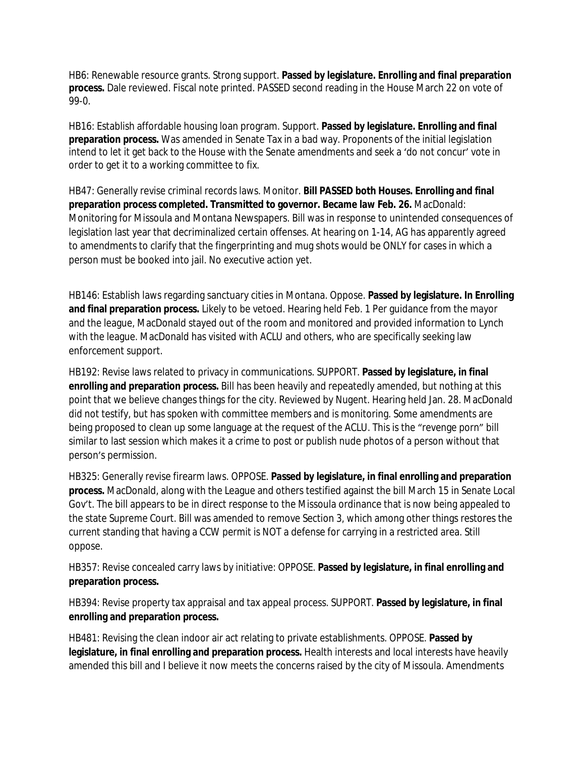HB6: Renewable resource grants. Strong support. **Passed by legislature. Enrolling and final preparation process.** Dale reviewed. Fiscal note printed. PASSED second reading in the House March 22 on vote of 99-0.

HB16: Establish affordable housing loan program. Support. **Passed by legislature. Enrolling and final preparation process.** Was amended in Senate Tax in a bad way. Proponents of the initial legislation intend to let it get back to the House with the Senate amendments and seek a 'do not concur' vote in order to get it to a working committee to fix.

HB47: Generally revise criminal records laws. Monitor. **Bill PASSED both Houses. Enrolling and final preparation process completed. Transmitted to governor. Became law Feb. 26.** MacDonald: Monitoring for Missoula and Montana Newspapers. Bill was in response to unintended consequences of legislation last year that decriminalized certain offenses. At hearing on 1-14, AG has apparently agreed to amendments to clarify that the fingerprinting and mug shots would be ONLY for cases in which a person must be booked into jail. No executive action yet.

HB146: Establish laws regarding sanctuary cities in Montana. Oppose. **Passed by legislature. In Enrolling and final preparation process.** Likely to be vetoed. Hearing held Feb. 1 Per guidance from the mayor and the league, MacDonald stayed out of the room and monitored and provided information to Lynch with the league. MacDonald has visited with ACLU and others, who are specifically seeking law enforcement support.

HB192: Revise laws related to privacy in communications. SUPPORT. **Passed by legislature, in final enrolling and preparation process.** Bill has been heavily and repeatedly amended, but nothing at this point that we believe changes things for the city. Reviewed by Nugent. Hearing held Jan. 28. MacDonald did not testify, but has spoken with committee members and is monitoring. Some amendments are being proposed to clean up some language at the request of the ACLU. This is the "revenge porn" bill similar to last session which makes it a crime to post or publish nude photos of a person without that person's permission.

HB325: Generally revise firearm laws. OPPOSE. **Passed by legislature, in final enrolling and preparation process.** MacDonald, along with the League and others testified against the bill March 15 in Senate Local Gov't. The bill appears to be in direct response to the Missoula ordinance that is now being appealed to the state Supreme Court. Bill was amended to remove Section 3, which among other things restores the current standing that having a CCW permit is NOT a defense for carrying in a restricted area. Still oppose.

HB357: Revise concealed carry laws by initiative: OPPOSE. **Passed by legislature, in final enrolling and preparation process.**

HB394: Revise property tax appraisal and tax appeal process. SUPPORT. **Passed by legislature, in final enrolling and preparation process.**

HB481: Revising the clean indoor air act relating to private establishments. OPPOSE. **Passed by legislature, in final enrolling and preparation process.** Health interests and local interests have heavily amended this bill and I believe it now meets the concerns raised by the city of Missoula. Amendments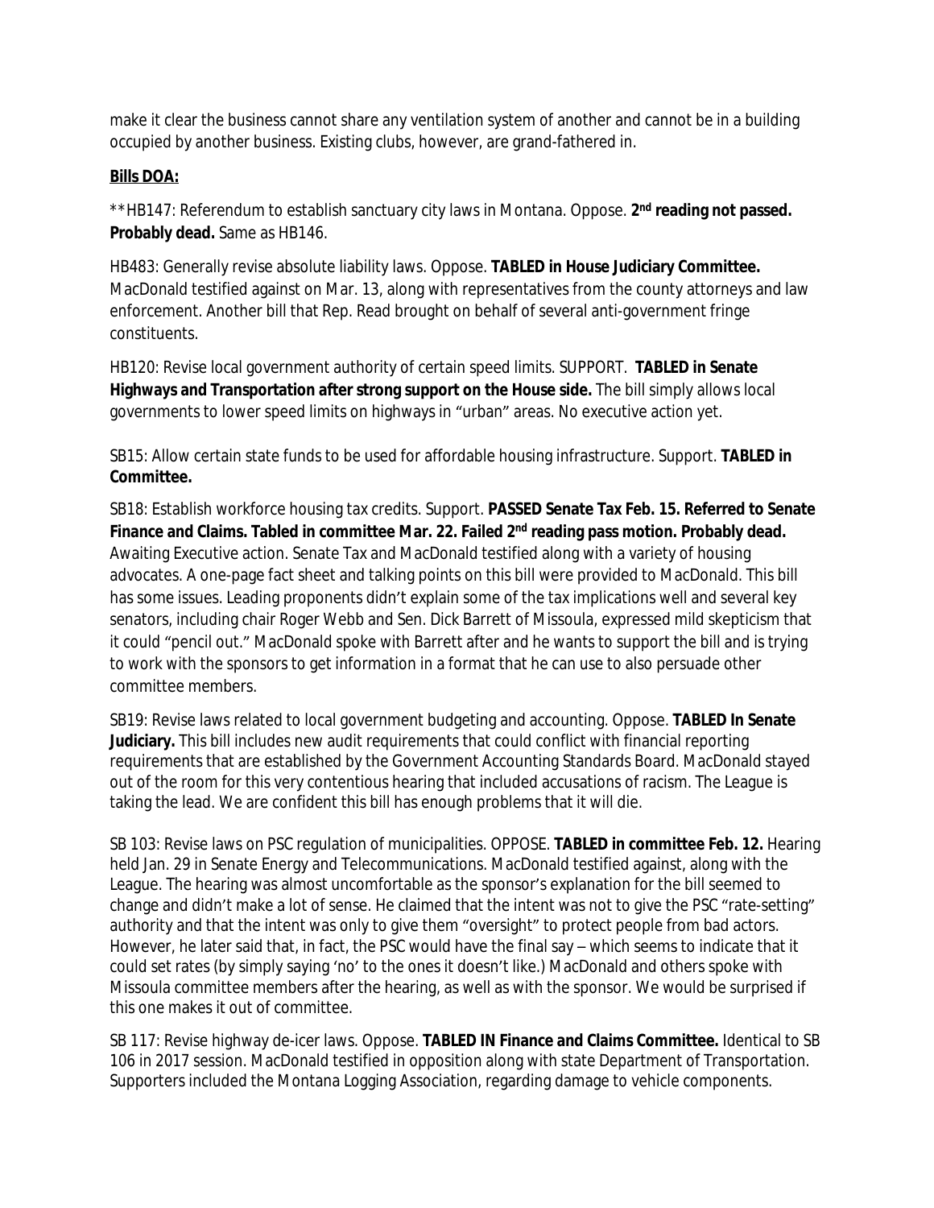make it clear the business cannot share any ventilation system of another and cannot be in a building occupied by another business. Existing clubs, however, are grand-fathered in.

**Bills DOA:**

**HB147: Referendum to establish sanctuary city laws in Montana. Oppose. **2nd reading not passed. Probably dead.** Same as HB146.

HB483: Generally revise absolute liability laws. Oppose. **TABLED in House Judiciary Committee.** MacDonald testified against on Mar. 13, along with representatives from the county attorneys and law enforcement. Another bill that Rep. Read brought on behalf of several anti-government fringe constituents.

HB120: Revise local government authority of certain speed limits. SUPPORT. **TABLED in Senate Highways and Transportation after strong support on the House side.** The bill simply allows local governments to lower speed limits on highways in "urban" areas. No executive action yet.

SB15: Allow certain state funds to be used for affordable housing infrastructure. Support. **TABLED in Committee.**

SB18: Establish workforce housing tax credits. Support. **PASSED Senate Tax Feb. 15. Referred to Senate Finance and Claims. Tabled in committee Mar. 22. Failed 2nd reading pass motion. Probably dead.** Awaiting Executive action. Senate Tax and MacDonald testified along with a variety of housing advocates. A one-page fact sheet and talking points on this bill were provided to MacDonald. This bill has some issues. Leading proponents didn't explain some of the tax implications well and several key senators, including chair Roger Webb and Sen. Dick Barrett of Missoula, expressed mild skepticism that it could "pencil out." MacDonald spoke with Barrett after and he wants to support the bill and is trying to work with the sponsors to get information in a format that he can use to also persuade other committee members.

SB19: Revise laws related to local government budgeting and accounting. Oppose. **TABLED In Senate Judiciary.** This bill includes new audit requirements that could conflict with financial reporting requirements that are established by the Government Accounting Standards Board. MacDonald stayed out of the room for this very contentious hearing that included accusations of racism. The League is taking the lead. We are confident this bill has enough problems that it will die.

SB 103: Revise laws on PSC regulation of municipalities. OPPOSE. **TABLED in committee Feb. 12.** Hearing held Jan. 29 in Senate Energy and Telecommunications. MacDonald testified against, along with the League. The hearing was almost uncomfortable as the sponsor's explanation for the bill seemed to change and didn't make a lot of sense. He claimed that the intent was not to give the PSC "rate-setting" authority and that the intent was only to give them "oversight" to protect people from bad actors. However, he later said that, in fact, the PSC would have the final say – which seems to indicate that it could set rates (by simply saying 'no' to the ones it doesn't like.) MacDonald and others spoke with Missoula committee members after the hearing, as well as with the sponsor. We would be surprised if this one makes it out of committee.

SB 117: Revise highway de-icer laws. Oppose. **TABLED IN Finance and Claims Committee.** Identical to SB 106 in 2017 session. MacDonald testified in opposition along with state Department of Transportation. Supporters included the Montana Logging Association, regarding damage to vehicle components.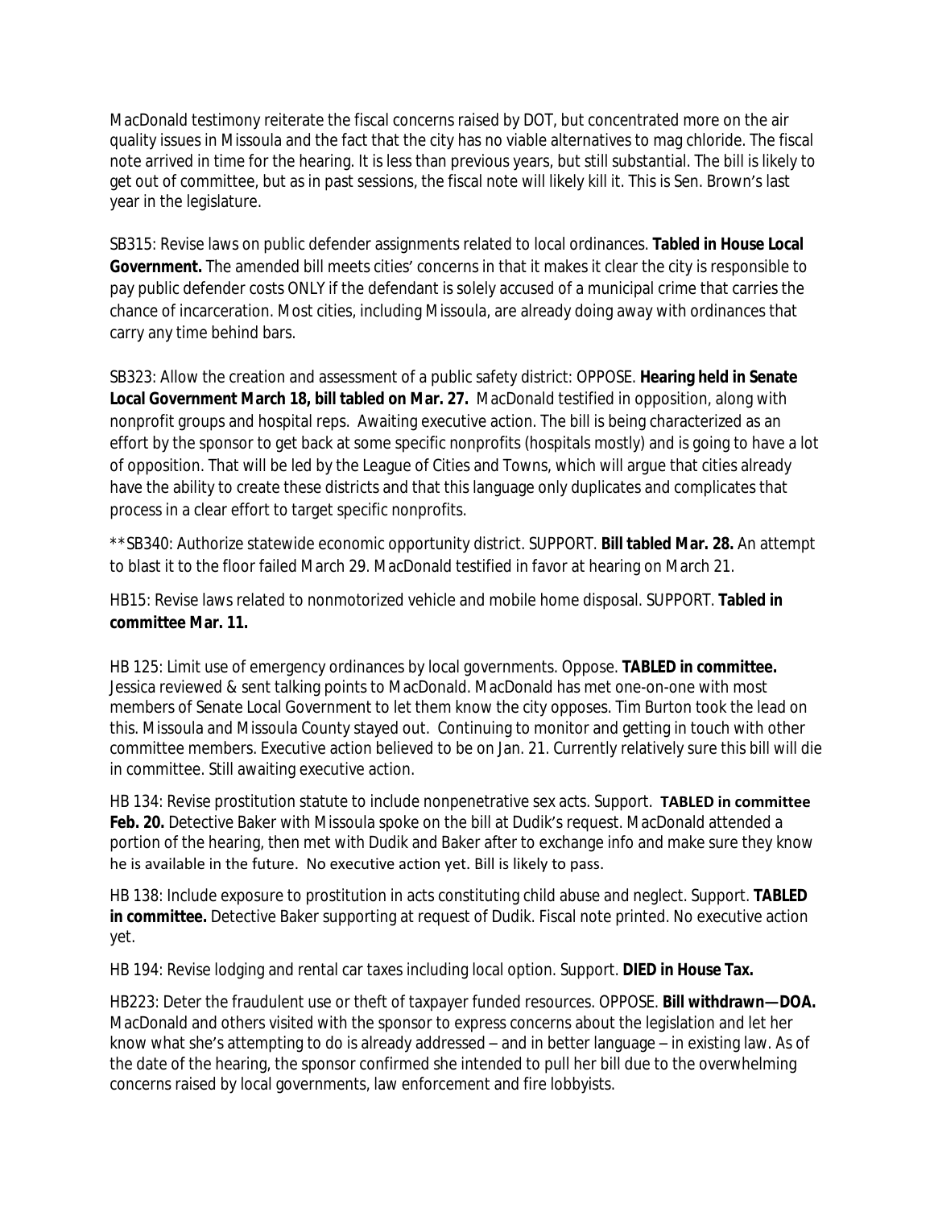MacDonald testimony reiterate the fiscal concerns raised by DOT, but concentrated more on the air quality issues in Missoula and the fact that the city has no viable alternatives to mag chloride. The fiscal note arrived in time for the hearing. It is less than previous years, but still substantial. The bill is likely to get out of committee, but as in past sessions, the fiscal note will likely kill it. This is Sen. Brown's last year in the legislature.

SB315: Revise laws on public defender assignments related to local ordinances. **Tabled in House Local Government.** The amended bill meets cities' concerns in that it makes it clear the city is responsible to pay public defender costs ONLY if the defendant is solely accused of a municipal crime that carries the chance of incarceration. Most cities, including Missoula, are already doing away with ordinances that carry any time behind bars.

SB323: Allow the creation and assessment of a public safety district: OPPOSE. **Hearing held in Senate Local Government March 18, bill tabled on Mar. 27.** MacDonald testified in opposition, along with nonprofit groups and hospital reps. Awaiting executive action. The bill is being characterized as an effort by the sponsor to get back at some specific nonprofits (hospitals mostly) and is going to have a lot of opposition. That will be led by the League of Cities and Towns, which will argue that cities already have the ability to create these districts and that this language only duplicates and complicates that process in a clear effort to target specific nonprofits.

**SB340: Authorize statewide economic opportunity district. SUPPORT. **Bill tabled Mar. 28.** An attempt to blast it to the floor failed March 29. MacDonald testified in favor at hearing on March 21.

HB15: Revise laws related to nonmotorized vehicle and mobile home disposal. SUPPORT. **Tabled in committee Mar. 11.**

HB 125: Limit use of emergency ordinances by local governments. Oppose. **TABLED in committee.** Jessica reviewed & sent talking points to MacDonald. MacDonald has met one-on-one with most members of Senate Local Government to let them know the city opposes. Tim Burton took the lead on this. Missoula and Missoula County stayed out. Continuing to monitor and getting in touch with other committee members. Executive action believed to be on Jan. 21. Currently relatively sure this bill will die in committee. Still awaiting executive action.

HB 134: Revise prostitution statute to include nonpenetrative sex acts. Support. **TABLED in committee Feb. 20.** Detective Baker with Missoula spoke on the bill at Dudik's request. MacDonald attended a portion of the hearing, then met with Dudik and Baker after to exchange info and make sure they know he is available in the future. No executive action yet. Bill is likely to pass.

HB 138: Include exposure to prostitution in acts constituting child abuse and neglect. Support. **TABLED in committee.** Detective Baker supporting at request of Dudik. Fiscal note printed. No executive action yet.

HB 194: Revise lodging and rental car taxes including local option. Support. **DIED in House Tax.**

HB223: Deter the fraudulent use or theft of taxpayer funded resources. OPPOSE. **Bill withdrawn—DOA.** MacDonald and others visited with the sponsor to express concerns about the legislation and let her know what she's attempting to do is already addressed – and in better language – in existing law. As of the date of the hearing, the sponsor confirmed she intended to pull her bill due to the overwhelming concerns raised by local governments, law enforcement and fire lobbyists.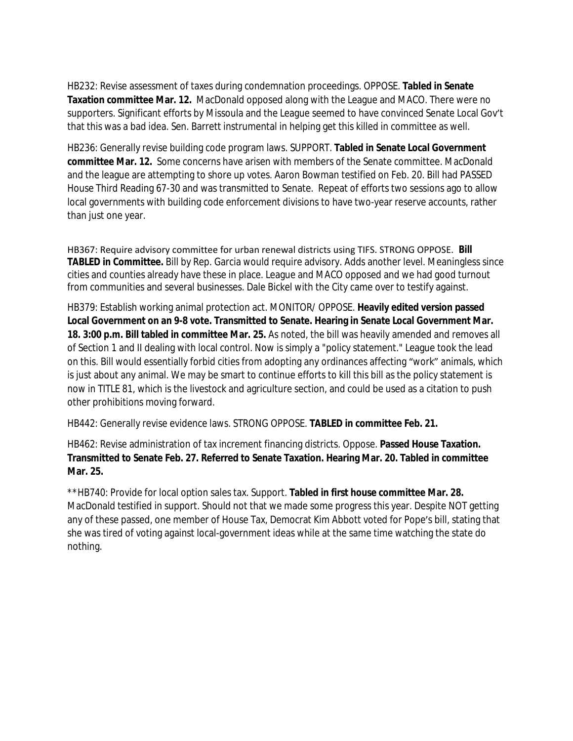HB232: Revise assessment of taxes during condemnation proceedings. OPPOSE. **Tabled in Senate Taxation committee Mar. 12.** MacDonald opposed along with the League and MACO. There were no supporters. Significant efforts by Missoula and the League seemed to have convinced Senate Local Gov't that this was a bad idea. Sen. Barrett instrumental in helping get this killed in committee as well.

HB236: Generally revise building code program laws. SUPPORT. **Tabled in Senate Local Government committee Mar. 12.** Some concerns have arisen with members of the Senate committee. MacDonald and the league are attempting to shore up votes. Aaron Bowman testified on Feb. 20. Bill had PASSED House Third Reading 67-30 and was transmitted to Senate. Repeat of efforts two sessions ago to allow local governments with building code enforcement divisions to have two-year reserve accounts, rather than just one year.

HB367: Require advisory committee for urban renewal districts using TIFS. STRONG OPPOSE. **Bill TABLED in Committee.** Bill by Rep. Garcia would require advisory. Adds another level. Meaningless since cities and counties already have these in place. League and MACO opposed and we had good turnout from communities and several businesses. Dale Bickel with the City came over to testify against.

HB379: Establish working animal protection act. MONITOR/ OPPOSE. **Heavily edited version passed Local Government on an 9-8 vote. Transmitted to Senate. Hearing in Senate Local Government Mar. 18. 3:00 p.m. Bill tabled in committee Mar. 25.** As noted, the bill was heavily amended and removes all of Section 1 and II dealing with local control. Now is simply a "policy statement." League took the lead on this. Bill would essentially forbid cities from adopting any ordinances affecting "work" animals, which is just about any animal. We may be smart to continue efforts to kill this bill as the policy statement is now in TITLE 81, which is the livestock and agriculture section, and could be used as a citation to push other prohibitions moving forward.

HB442: Generally revise evidence laws. STRONG OPPOSE. **TABLED in committee Feb. 21.**

HB462: Revise administration of tax increment financing districts. Oppose. **Passed House Taxation. Transmitted to Senate Feb. 27. Referred to Senate Taxation. Hearing Mar. 20. Tabled in committee Mar. 25.**

**HB740: Provide for local option sales tax. Support. **Tabled in first house committee Mar. 28.** MacDonald testified in support. Should not that we made some progress this year. Despite NOT getting any of these passed, one member of House Tax, Democrat Kim Abbott voted for Pope's bill, stating that she was tired of voting against local-government ideas while at the same time watching the state do nothing.